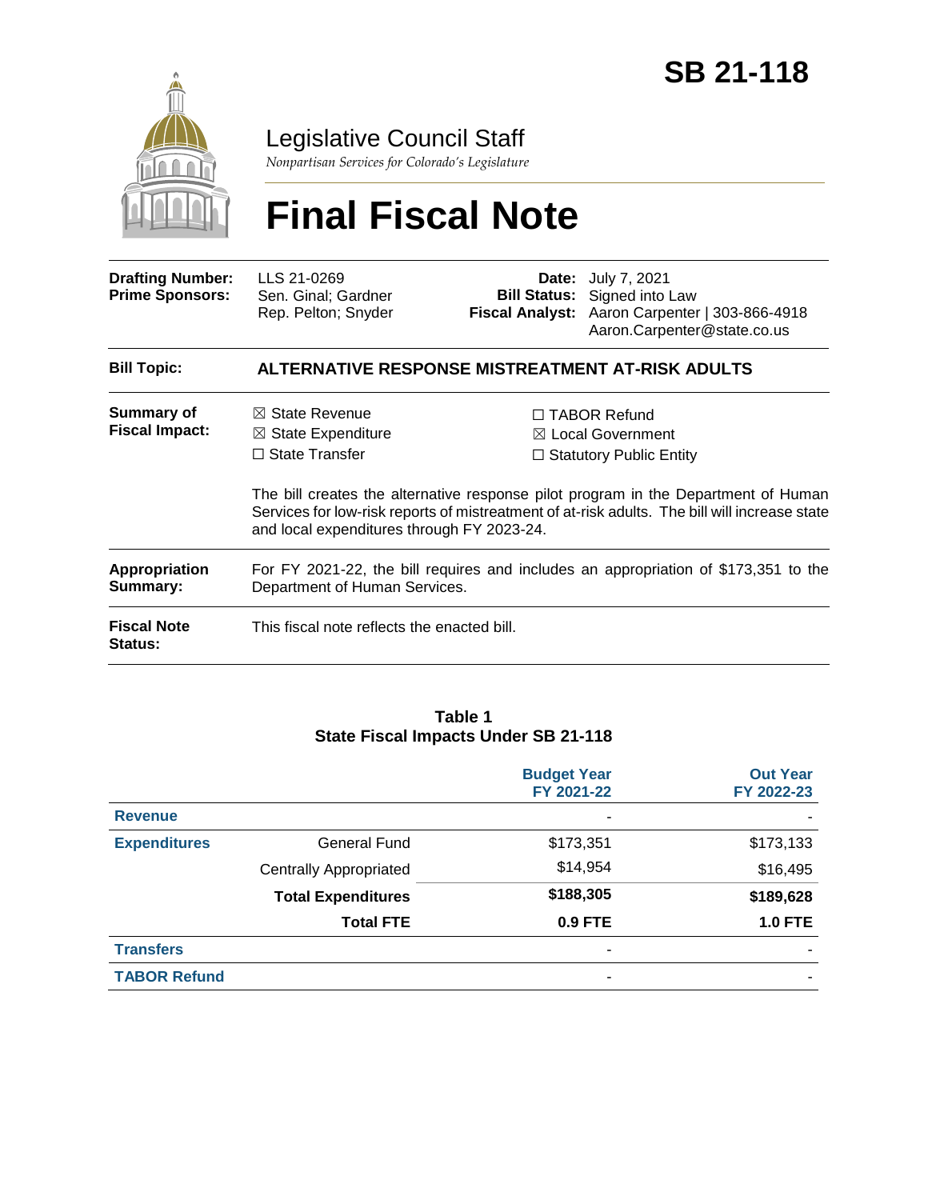# SB 21-118

## Legislative Council Staff

*Nonpartisan Services for Colorado's Legislature*

# Final Fiscal Note

| | | | |
|---|---|---|---|
| **Drafting Number:** | LLS 21-0269 | **Date:** | July 7, 2021 |
| **Prime Sponsors:** | Sen. Ginal; Gardner<br>Rep. Pelton; Snyder | **Bill Status:** | Signed into Law |
| | | **Fiscal Analyst:** | Aaron Carpenter \| 303-866-4918<br>Aaron.Carpenter@state.co.us |

**Bill Topic:** **ALTERNATIVE RESPONSE MISTREATMENT AT-RISK ADULTS**

**Summary of Fiscal Impact:**

☒ State Revenue
☒ State Expenditure
☐ State Transfer
☐ TABOR Refund
☒ Local Government
☐ Statutory Public Entity

The bill creates the alternative response pilot program in the Department of Human Services for low-risk reports of mistreatment of at-risk adults. The bill will increase state and local expenditures through FY 2023-24.

**Appropriation Summary:** For FY 2021-22, the bill requires and includes an appropriation of $173,351 to the Department of Human Services.

**Fiscal Note Status:** This fiscal note reflects the enacted bill.

**Table 1**
**State Fiscal Impacts Under SB 21-118**

| | | Budget Year FY 2021-22 | Out Year FY 2022-23 |
|---|---|---|---|
| **Revenue** | | - | - |
| **Expenditures** | General Fund | $173,351 | $173,133 |
| | Centrally Appropriated | $14,954 | $16,495 |
| | **Total Expenditures** | **$188,305** | **$189,628** |
| | **Total FTE** | **0.9 FTE** | **1.0 FTE** |
| **Transfers** | | - | - |
| **TABOR Refund** | | - | - |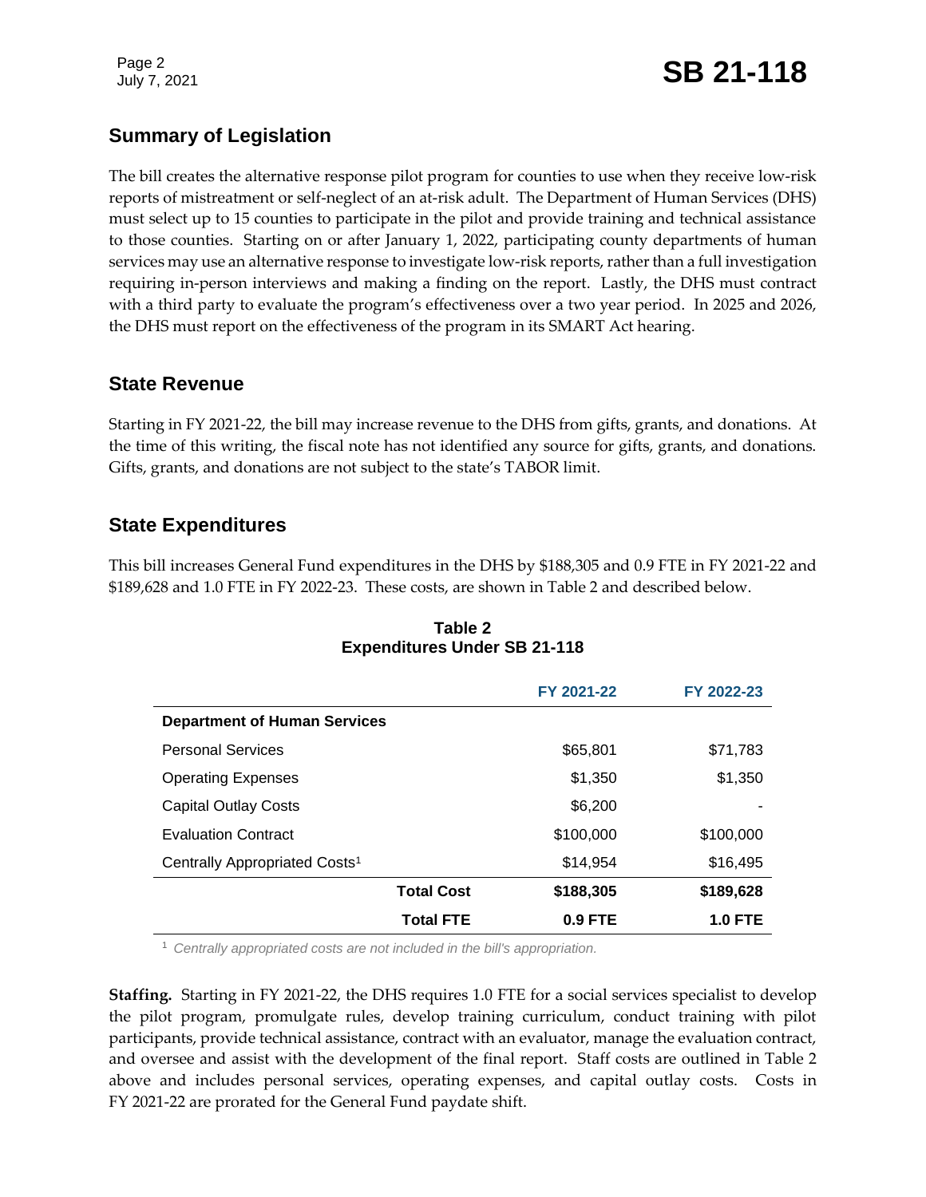## Summary of Legislation

The bill creates the alternative response pilot program for counties to use when they receive low-risk reports of mistreatment or self-neglect of an at-risk adult. The Department of Human Services (DHS) must select up to 15 counties to participate in the pilot and provide training and technical assistance to those counties. Starting on or after January 1, 2022, participating county departments of human services may use an alternative response to investigate low-risk reports, rather than a full investigation requiring in-person interviews and making a finding on the report. Lastly, the DHS must contract with a third party to evaluate the program's effectiveness over a two year period. In 2025 and 2026, the DHS must report on the effectiveness of the program in its SMART Act hearing.

## State Revenue

Starting in FY 2021-22, the bill may increase revenue to the DHS from gifts, grants, and donations. At the time of this writing, the fiscal note has not identified any source for gifts, grants, and donations. Gifts, grants, and donations are not subject to the state's TABOR limit.

## State Expenditures

This bill increases General Fund expenditures in the DHS by $188,305 and 0.9 FTE in FY 2021-22 and $189,628 and 1.0 FTE in FY 2022-23. These costs, are shown in Table 2 and described below.

**Table 2**
**Expenditures Under SB 21-118**

| | FY 2021-22 | FY 2022-23 |
|---|---|---|
| **Department of Human Services** | | |
| Personal Services | $65,801 | $71,783 |
| Operating Expenses | $1,350 | $1,350 |
| Capital Outlay Costs | $6,200 | - |
| Evaluation Contract | $100,000 | $100,000 |
| Centrally Appropriated Costs[1] | $14,954 | $16,495 |
| **Total Cost** | **$188,305** | **$189,628** |
| **Total FTE** | **0.9 FTE** | **1.0 FTE** |

[1] *Centrally appropriated costs are not included in the bill's appropriation.*

**Staffing.** Starting in FY 2021-22, the DHS requires 1.0 FTE for a social services specialist to develop the pilot program, promulgate rules, develop training curriculum, conduct training with pilot participants, provide technical assistance, contract with an evaluator, manage the evaluation contract, and oversee and assist with the development of the final report. Staff costs are outlined in Table 2 above and includes personal services, operating expenses, and capital outlay costs. Costs in FY 2021-22 are prorated for the General Fund paydate shift.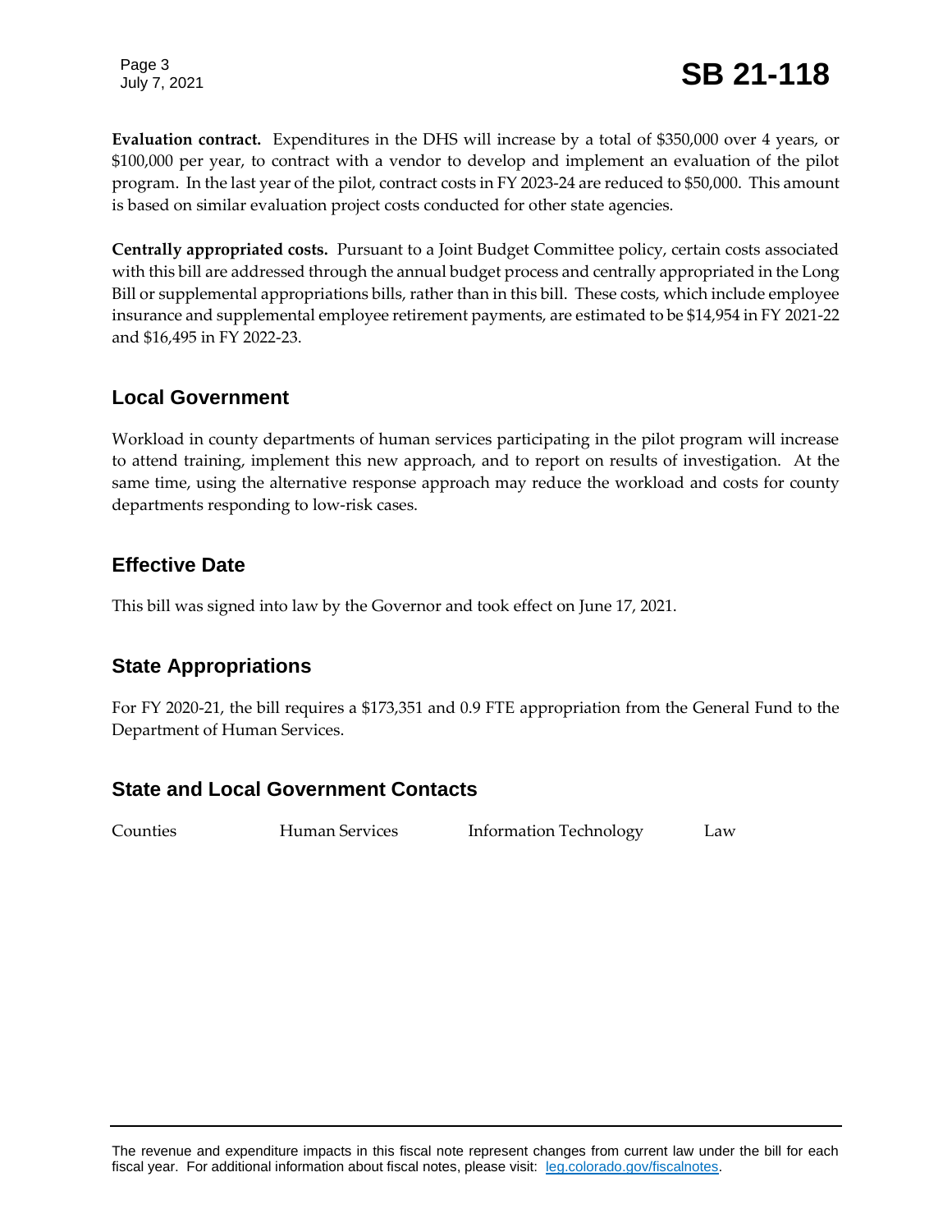**Evaluation contract.** Expenditures in the DHS will increase by a total of $350,000 over 4 years, or $100,000 per year, to contract with a vendor to develop and implement an evaluation of the pilot program. In the last year of the pilot, contract costs in FY 2023-24 are reduced to $50,000. This amount is based on similar evaluation project costs conducted for other state agencies.

**Centrally appropriated costs.** Pursuant to a Joint Budget Committee policy, certain costs associated with this bill are addressed through the annual budget process and centrally appropriated in the Long Bill or supplemental appropriations bills, rather than in this bill. These costs, which include employee insurance and supplemental employee retirement payments, are estimated to be $14,954 in FY 2021-22 and $16,495 in FY 2022-23.

## Local Government

Workload in county departments of human services participating in the pilot program will increase to attend training, implement this new approach, and to report on results of investigation. At the same time, using the alternative response approach may reduce the workload and costs for county departments responding to low-risk cases.

## Effective Date

This bill was signed into law by the Governor and took effect on June 17, 2021.

## State Appropriations

For FY 2020-21, the bill requires a $173,351 and 0.9 FTE appropriation from the General Fund to the Department of Human Services.

## State and Local Government Contacts

Counties    Human Services    Information Technology    Law

The revenue and expenditure impacts in this fiscal note represent changes from current law under the bill for each fiscal year. For additional information about fiscal notes, please visit: leg.colorado.gov/fiscalnotes.